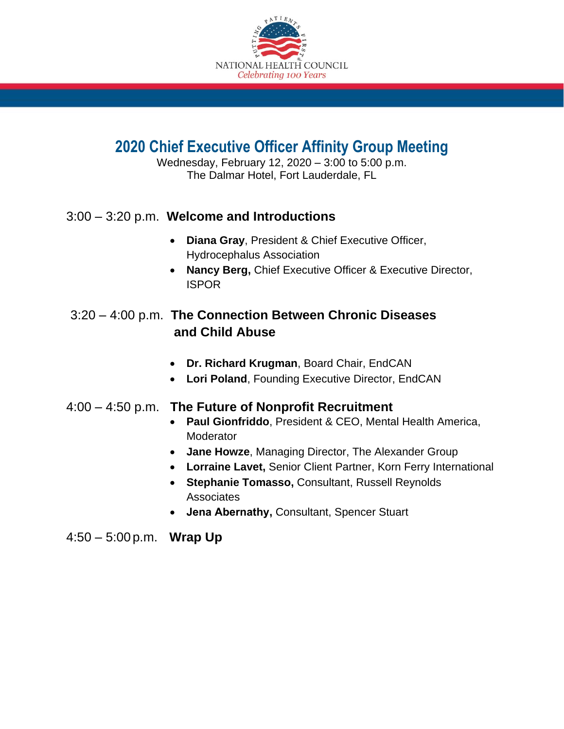NATIONAL HEALTH COUNCIL
*Celebrating 100 Years*

# 2020 Chief Executive Officer Affinity Group Meeting

Wednesday, February 12, 2020 – 3:00 to 5:00 p.m.
The Dalmar Hotel, Fort Lauderdale, FL

3:00 – 3:20 p.m. **Welcome and Introductions**

- **Diana Gray**, President & Chief Executive Officer, Hydrocephalus Association
- **Nancy Berg,** Chief Executive Officer & Executive Director, ISPOR

3:20 – 4:00 p.m. **The Connection Between Chronic Diseases and Child Abuse**

- **Dr. Richard Krugman**, Board Chair, EndCAN
- **Lori Poland**, Founding Executive Director, EndCAN

4:00 – 4:50 p.m. **The Future of Nonprofit Recruitment**

- **Paul Gionfriddo**, President & CEO, Mental Health America, Moderator
- **Jane Howze**, Managing Director, The Alexander Group
- **Lorraine Lavet,** Senior Client Partner, Korn Ferry International
- **Stephanie Tomasso,** Consultant, Russell Reynolds Associates
- **Jena Abernathy,** Consultant, Spencer Stuart

4:50 – 5:00 p.m. **Wrap Up**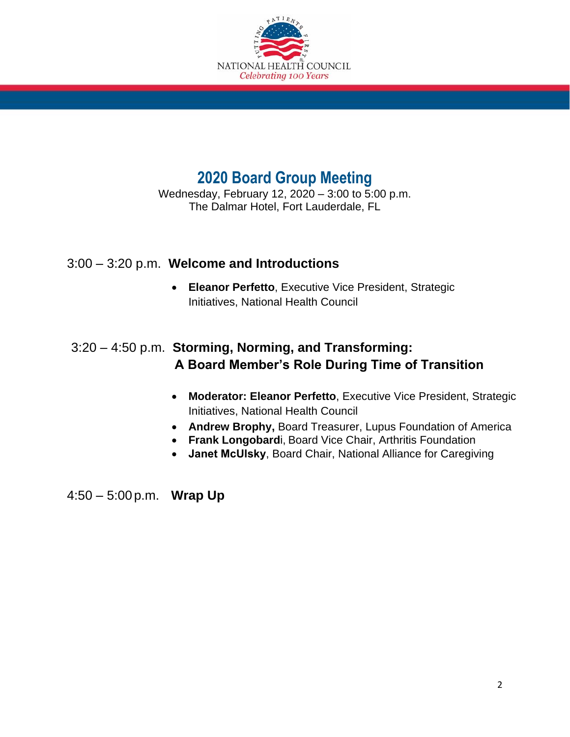NATIONAL HEALTH COUNCIL
*Celebrating 100 Years*

# 2020 Board Group Meeting

Wednesday, February 12, 2020 – 3:00 to 5:00 p.m.
The Dalmar Hotel, Fort Lauderdale, FL

3:00 – 3:20 p.m. **Welcome and Introductions**

- **Eleanor Perfetto**, Executive Vice President, Strategic Initiatives, National Health Council

3:20 – 4:50 p.m. **Storming, Norming, and Transforming: A Board Member's Role During Time of Transition**

- **Moderator: Eleanor Perfetto**, Executive Vice President, Strategic Initiatives, National Health Council
- **Andrew Brophy,** Board Treasurer, Lupus Foundation of America
- **Frank Longobardi**, Board Vice Chair, Arthritis Foundation
- **Janet McUlsky**, Board Chair, National Alliance for Caregiving

4:50 – 5:00 p.m. **Wrap Up**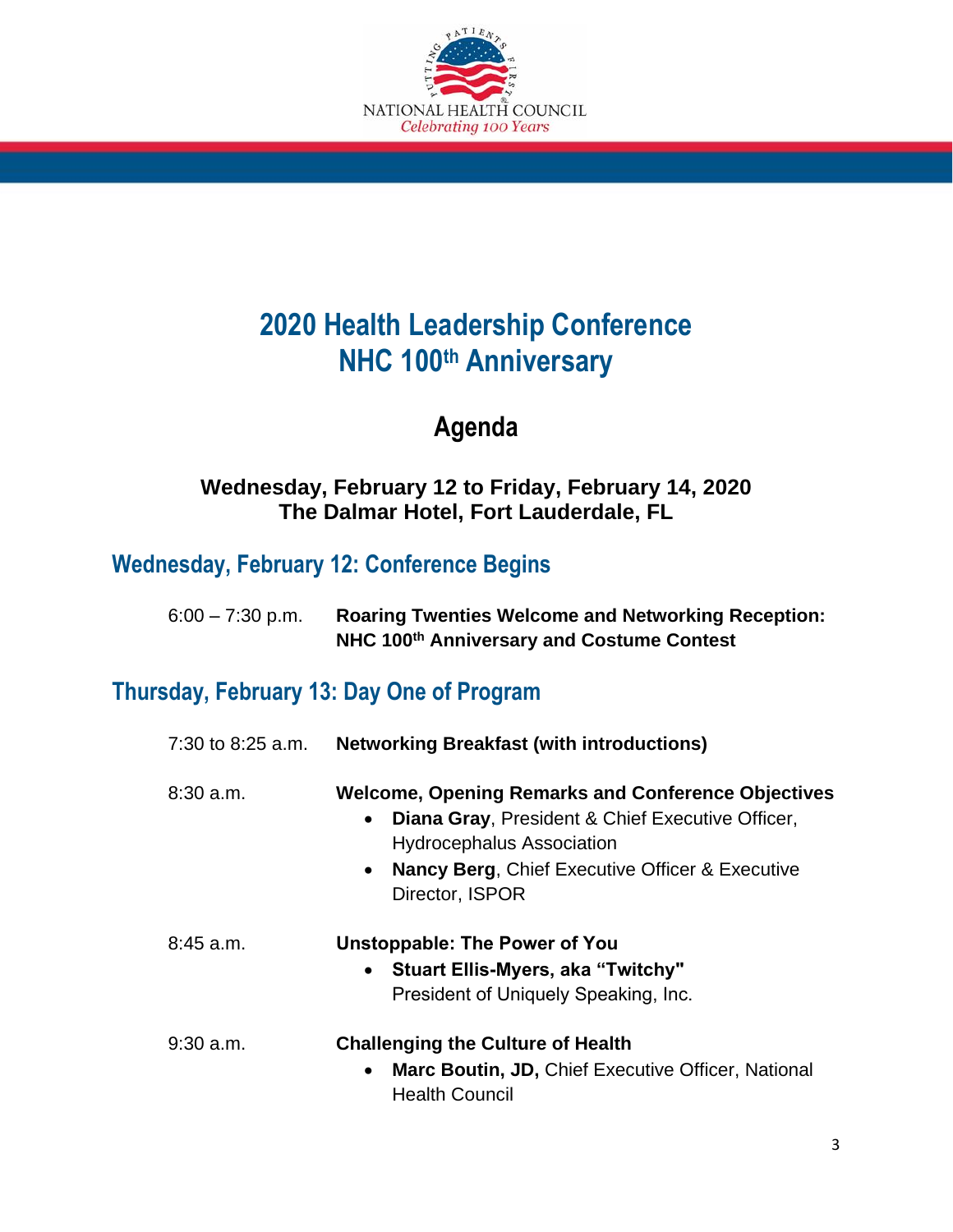NATIONAL HEALTH COUNCIL
*Celebrating 100 Years*

# 2020 Health Leadership Conference
# NHC 100th Anniversary

## Agenda

**Wednesday, February 12 to Friday, February 14, 2020**
**The Dalmar Hotel, Fort Lauderdale, FL**

## Wednesday, February 12: Conference Begins

6:00 – 7:30 p.m. **Roaring Twenties Welcome and Networking Reception: NHC 100th Anniversary and Costume Contest**

## Thursday, February 13: Day One of Program

7:30 to 8:25 a.m. **Networking Breakfast (with introductions)**

8:30 a.m. **Welcome, Opening Remarks and Conference Objectives**

- **Diana Gray**, President & Chief Executive Officer, Hydrocephalus Association
- **Nancy Berg**, Chief Executive Officer & Executive Director, ISPOR

8:45 a.m. **Unstoppable: The Power of You**

- **Stuart Ellis-Myers, aka "Twitchy"**
  President of Uniquely Speaking, Inc.

9:30 a.m. **Challenging the Culture of Health**

- **Marc Boutin, JD,** Chief Executive Officer, National Health Council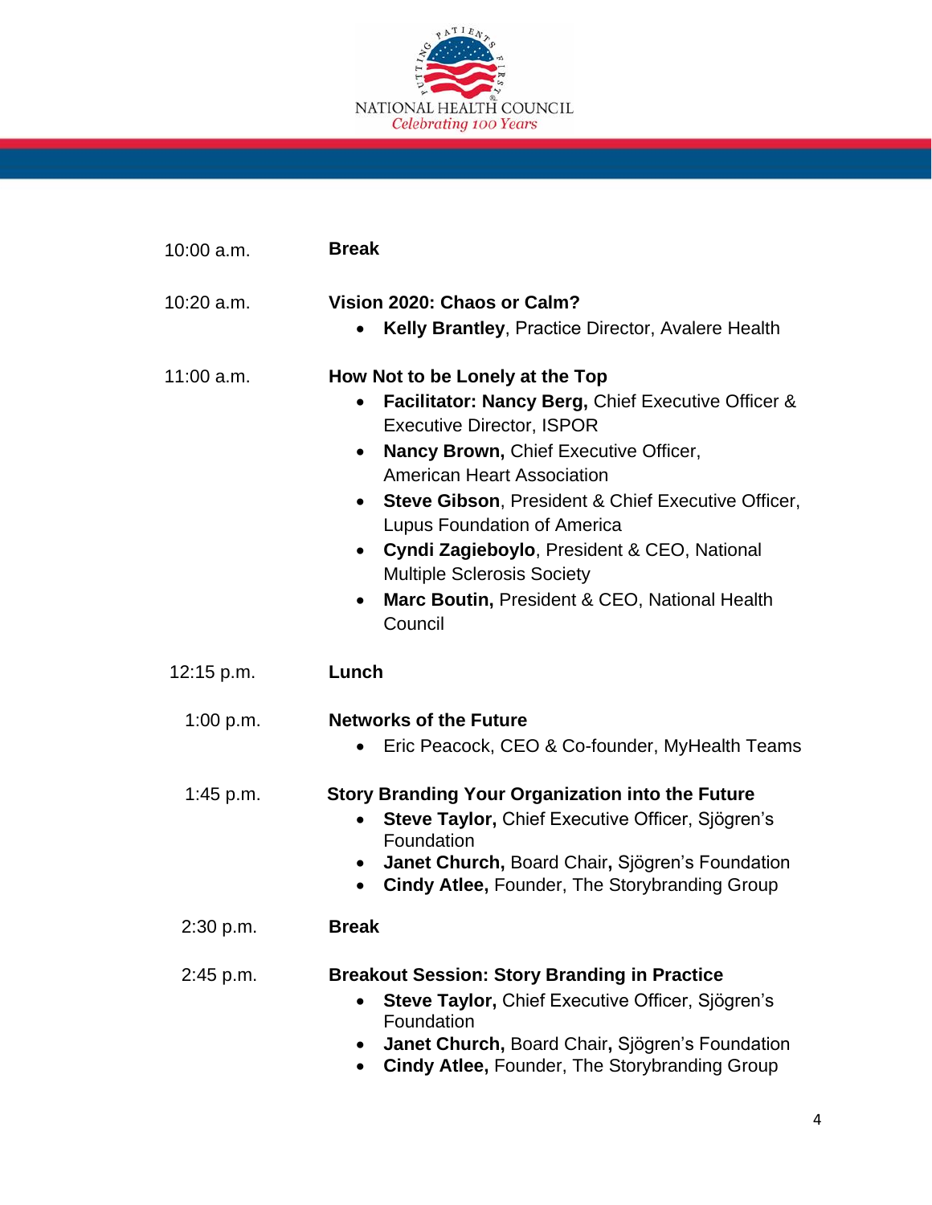10:00 a.m. **Break**

10:20 a.m. **Vision 2020: Chaos or Calm?**

- **Kelly Brantley**, Practice Director, Avalere Health

11:00 a.m. **How Not to be Lonely at the Top**

- **Facilitator: Nancy Berg,** Chief Executive Officer & Executive Director, ISPOR
- **Nancy Brown,** Chief Executive Officer, American Heart Association
- **Steve Gibson**, President & Chief Executive Officer, Lupus Foundation of America
- **Cyndi Zagieboylo**, President & CEO, National Multiple Sclerosis Society
- **Marc Boutin,** President & CEO, National Health Council

12:15 p.m. **Lunch**

1:00 p.m. **Networks of the Future**

- Eric Peacock, CEO & Co-founder, MyHealth Teams

1:45 p.m. **Story Branding Your Organization into the Future**

- **Steve Taylor,** Chief Executive Officer, Sjögren's Foundation
- **Janet Church,** Board Chair**,** Sjögren's Foundation
- **Cindy Atlee,** Founder, The Storybranding Group

2:30 p.m. **Break**

2:45 p.m. **Breakout Session: Story Branding in Practice**

- **Steve Taylor,** Chief Executive Officer, Sjögren's Foundation
- **Janet Church,** Board Chair**,** Sjögren's Foundation
- **Cindy Atlee,** Founder, The Storybranding Group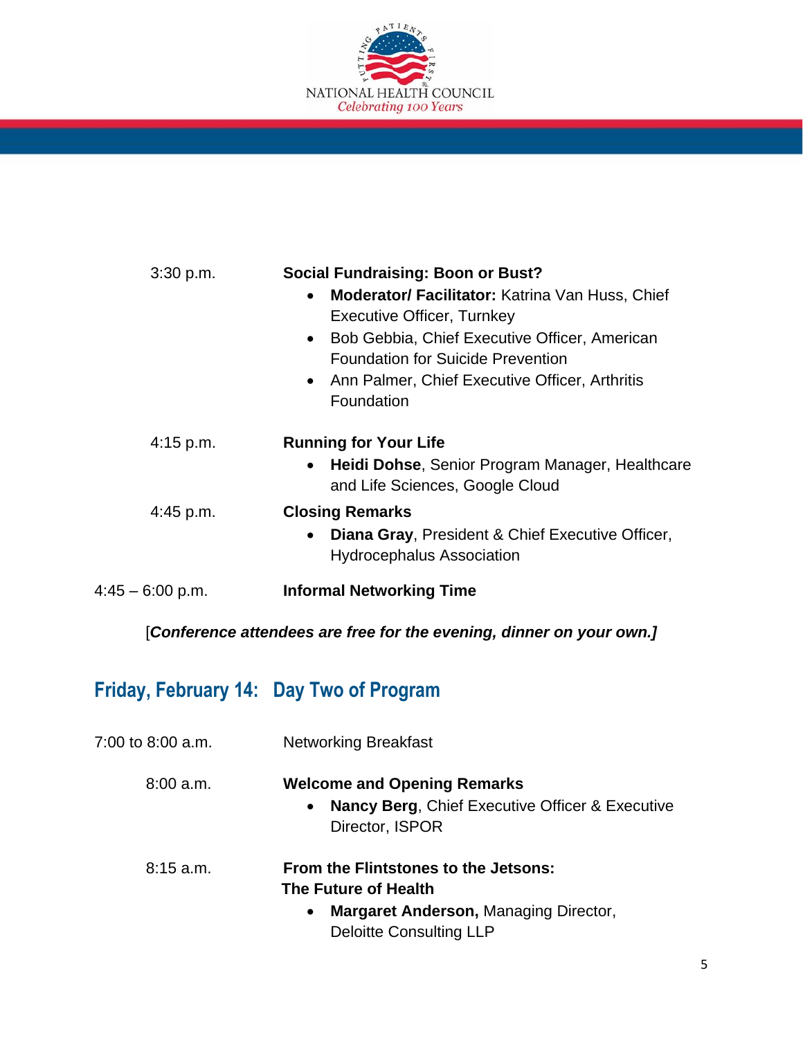3:30 p.m. **Social Fundraising: Boon or Bust?**

- **Moderator/ Facilitator:** Katrina Van Huss, Chief Executive Officer, Turnkey
- Bob Gebbia, Chief Executive Officer, American Foundation for Suicide Prevention
- Ann Palmer, Chief Executive Officer, Arthritis Foundation

4:15 p.m. **Running for Your Life**

- **Heidi Dohse**, Senior Program Manager, Healthcare and Life Sciences, Google Cloud

4:45 p.m. **Closing Remarks**

- **Diana Gray**, President & Chief Executive Officer, Hydrocephalus Association

4:45 – 6:00 p.m. **Informal Networking Time**

[***Conference attendees are free for the evening, dinner on your own.]***

## Friday, February 14: Day Two of Program

7:00 to 8:00 a.m. Networking Breakfast

8:00 a.m. **Welcome and Opening Remarks**

- **Nancy Berg**, Chief Executive Officer & Executive Director, ISPOR

8:15 a.m. **From the Flintstones to the Jetsons: The Future of Health**

- **Margaret Anderson,** Managing Director, Deloitte Consulting LLP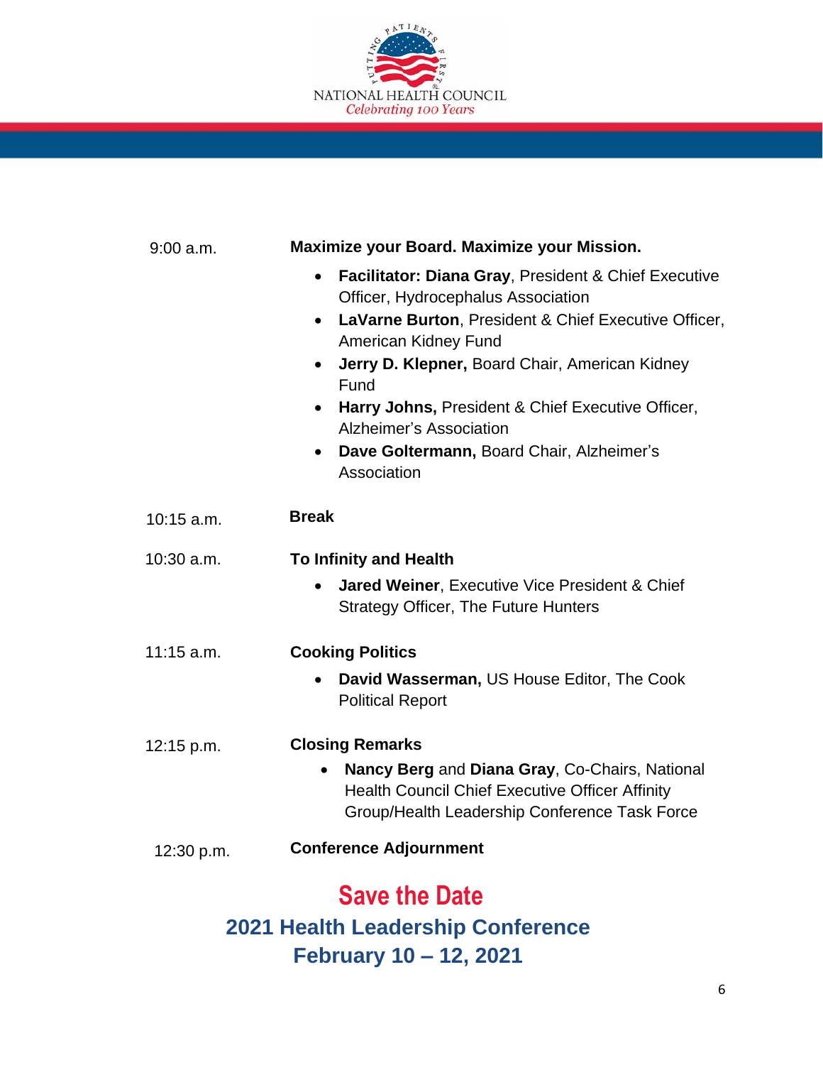NATIONAL HEALTH COUNCIL
*Celebrating 100 Years*

9:00 a.m. **Maximize your Board. Maximize your Mission.**

- **Facilitator: Diana Gray**, President & Chief Executive Officer, Hydrocephalus Association
- **LaVarne Burton**, President & Chief Executive Officer, American Kidney Fund
- **Jerry D. Klepner,** Board Chair, American Kidney Fund
- **Harry Johns,** President & Chief Executive Officer, Alzheimer's Association
- **Dave Goltermann,** Board Chair, Alzheimer's Association

10:15 a.m. **Break**

10:30 a.m. **To Infinity and Health**

- **Jared Weiner**, Executive Vice President & Chief Strategy Officer, The Future Hunters

11:15 a.m. **Cooking Politics**

- **David Wasserman,** US House Editor, The Cook Political Report

12:15 p.m. **Closing Remarks**

- **Nancy Berg** and **Diana Gray**, Co-Chairs, National Health Council Chief Executive Officer Affinity Group/Health Leadership Conference Task Force

12:30 p.m. **Conference Adjournment**

## Save the Date

## 2021 Health Leadership Conference
## February 10 – 12, 2021